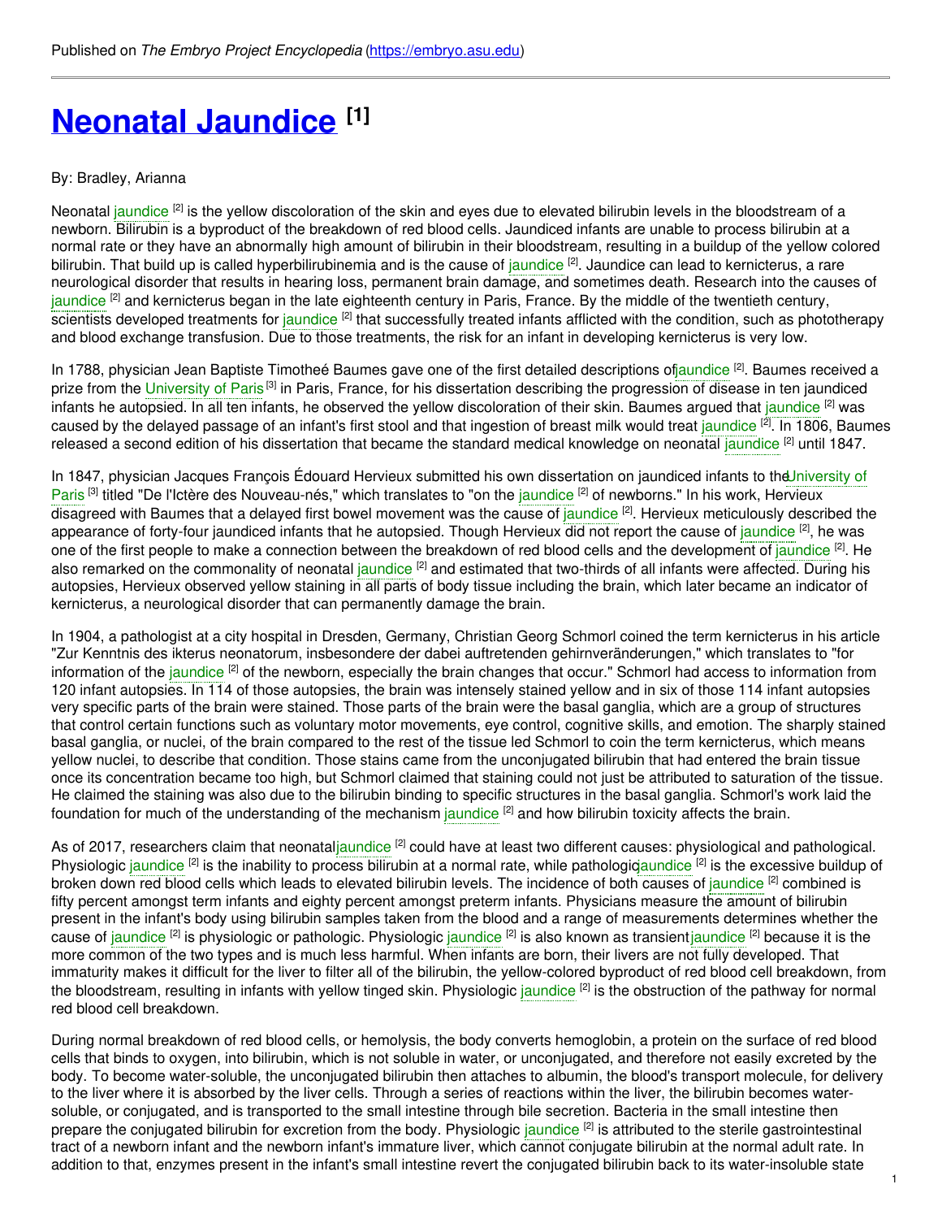Published on *The Embryo Project Encyclopedia* (https://embryo.asu.edu)

# Neonatal Jaundice [1]

By: Bradley, Arianna

Neonatal jaundice [2] is the yellow discoloration of the skin and eyes due to elevated bilirubin levels in the bloodstream of a newborn. Bilirubin is a byproduct of the breakdown of red blood cells. Jaundiced infants are unable to process bilirubin at a normal rate or they have an abnormally high amount of bilirubin in their bloodstream, resulting in a buildup of the yellow colored bilirubin. That build up is called hyperbilirubinemia and is the cause of jaundice [2]. Jaundice can lead to kernicterus, a rare neurological disorder that results in hearing loss, permanent brain damage, and sometimes death. Research into the causes of jaundice [2] and kernicterus began in the late eighteenth century in Paris, France. By the middle of the twentieth century, scientists developed treatments for jaundice [2] that successfully treated infants afflicted with the condition, such as phototherapy and blood exchange transfusion. Due to those treatments, the risk for an infant in developing kernicterus is very low.

In 1788, physician Jean Baptiste Timotheé Baumes gave one of the first detailed descriptions ofjaundice [2]. Baumes received a prize from the University of Paris [3] in Paris, France, for his dissertation describing the progression of disease in ten jaundiced infants he autopsied. In all ten infants, he observed the yellow discoloration of their skin. Baumes argued that jaundice [2] was caused by the delayed passage of an infant's first stool and that ingestion of breast milk would treat jaundice [2]. In 1806, Baumes released a second edition of his dissertation that became the standard medical knowledge on neonatal jaundice [2] until 1847.

In 1847, physician Jacques François Édouard Hervieux submitted his own dissertation on jaundiced infants to theUniversity of Paris [3] titled "De l'Ictère des Nouveau-nés," which translates to "on the jaundice [2] of newborns." In his work, Hervieux disagreed with Baumes that a delayed first bowel movement was the cause of jaundice [2]. Hervieux meticulously described the appearance of forty-four jaundiced infants that he autopsied. Though Hervieux did not report the cause of jaundice [2], he was one of the first people to make a connection between the breakdown of red blood cells and the development of jaundice [2]. He also remarked on the commonality of neonatal jaundice [2] and estimated that two-thirds of all infants were affected. During his autopsies, Hervieux observed yellow staining in all parts of body tissue including the brain, which later became an indicator of kernicterus, a neurological disorder that can permanently damage the brain.

In 1904, a pathologist at a city hospital in Dresden, Germany, Christian Georg Schmorl coined the term kernicterus in his article "Zur Kenntnis des ikterus neonatorum, insbesondere der dabei auftretenden gehirnveränderungen," which translates to "for information of the jaundice [2] of the newborn, especially the brain changes that occur." Schmorl had access to information from 120 infant autopsies. In 114 of those autopsies, the brain was intensely stained yellow and in six of those 114 infant autopsies very specific parts of the brain were stained. Those parts of the brain were the basal ganglia, which are a group of structures that control certain functions such as voluntary motor movements, eye control, cognitive skills, and emotion. The sharply stained basal ganglia, or nuclei, of the brain compared to the rest of the tissue led Schmorl to coin the term kernicterus, which means yellow nuclei, to describe that condition. Those stains came from the unconjugated bilirubin that had entered the brain tissue once its concentration became too high, but Schmorl claimed that staining could not just be attributed to saturation of the tissue. He claimed the staining was also due to the bilirubin binding to specific structures in the basal ganglia. Schmorl's work laid the foundation for much of the understanding of the mechanism jaundice [2] and how bilirubin toxicity affects the brain.

As of 2017, researchers claim that neonataljaundice [2] could have at least two different causes: physiological and pathological. Physiologic jaundice [2] is the inability to process bilirubin at a normal rate, while pathologicjaundice [2] is the excessive buildup of broken down red blood cells which leads to elevated bilirubin levels. The incidence of both causes of jaundice [2] combined is fifty percent amongst term infants and eighty percent amongst preterm infants. Physicians measure the amount of bilirubin present in the infant's body using bilirubin samples taken from the blood and a range of measurements determines whether the cause of jaundice [2] is physiologic or pathologic. Physiologic jaundice [2] is also known as transientjaundice [2] because it is the more common of the two types and is much less harmful. When infants are born, their livers are not fully developed. That immaturity makes it difficult for the liver to filter all of the bilirubin, the yellow-colored byproduct of red blood cell breakdown, from the bloodstream, resulting in infants with yellow tinged skin. Physiologic jaundice [2] is the obstruction of the pathway for normal red blood cell breakdown.

During normal breakdown of red blood cells, or hemolysis, the body converts hemoglobin, a protein on the surface of red blood cells that binds to oxygen, into bilirubin, which is not soluble in water, or unconjugated, and therefore not easily excreted by the body. To become water-soluble, the unconjugated bilirubin then attaches to albumin, the blood's transport molecule, for delivery to the liver where it is absorbed by the liver cells. Through a series of reactions within the liver, the bilirubin becomes water-soluble, or conjugated, and is transported to the small intestine through bile secretion. Bacteria in the small intestine then prepare the conjugated bilirubin for excretion from the body. Physiologic jaundice [2] is attributed to the sterile gastrointestinal tract of a newborn infant and the newborn infant's immature liver, which cannot conjugate bilirubin at the normal adult rate. In addition to that, enzymes present in the infant's small intestine revert the conjugated bilirubin back to its water-insoluble state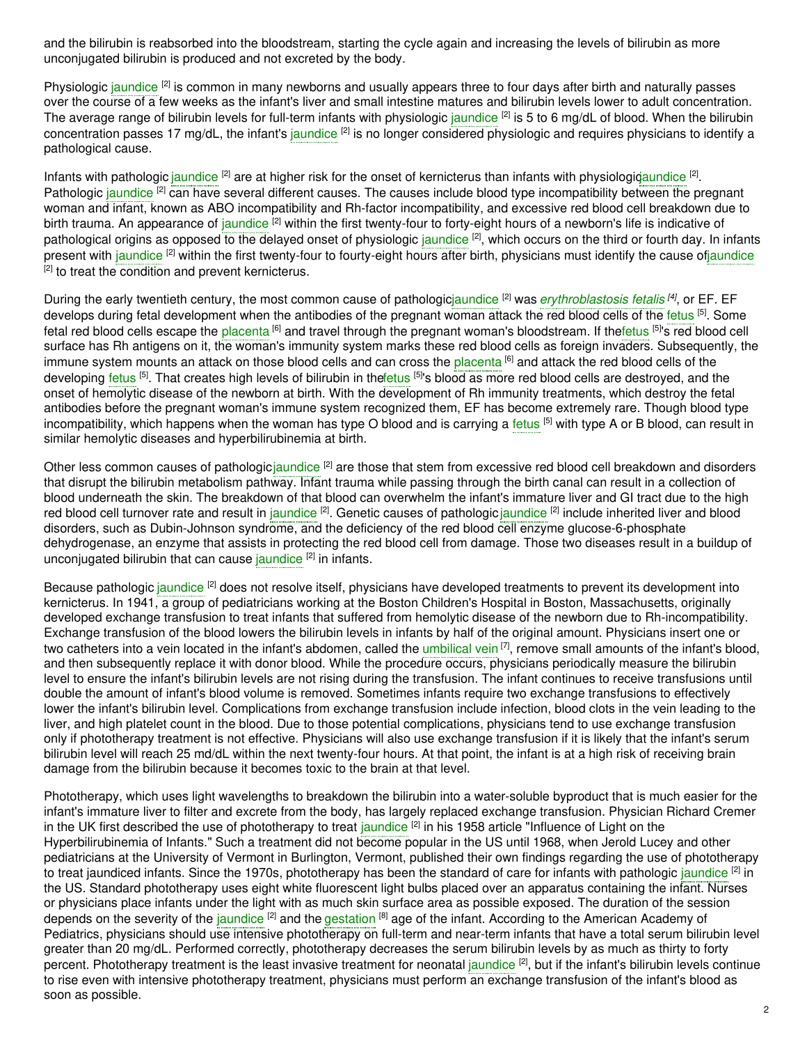and the bilirubin is reabsorbed into the bloodstream, starting the cycle again and increasing the levels of bilirubin as more unconjugated bilirubin is produced and not excreted by the body.

Physiologic jaundice [2] is common in many newborns and usually appears three to four days after birth and naturally passes over the course of a few weeks as the infant's liver and small intestine matures and bilirubin levels lower to adult concentration. The average range of bilirubin levels for full-term infants with physiologic jaundice [2] is 5 to 6 mg/dL of blood. When the bilirubin concentration passes 17 mg/dL, the infant's jaundice [2] is no longer considered physiologic and requires physicians to identify a pathological cause.

Infants with pathologic jaundice [2] are at higher risk for the onset of kernicterus than infants with physiologicjaundice [2]. Pathologic jaundice [2] can have several different causes. The causes include blood type incompatibility between the pregnant woman and infant, known as ABO incompatibility and Rh-factor incompatibility, and excessive red blood cell breakdown due to birth trauma. An appearance of jaundice [2] within the first twenty-four to forty-eight hours of a newborn's life is indicative of pathological origins as opposed to the delayed onset of physiologic jaundice [2], which occurs on the third or fourth day. In infants present with jaundice [2] within the first twenty-four to fourty-eight hours after birth, physicians must identify the cause ofjaundice [2] to treat the condition and prevent kernicterus.

During the early twentieth century, the most common cause of pathologicjaundice [2] was *erythroblastosis fetalis* [4], or EF. EF develops during fetal development when the antibodies of the pregnant woman attack the red blood cells of the fetus [5]. Some fetal red blood cells escape the placenta [6] and travel through the pregnant woman's bloodstream. If thefetus [5]'s red blood cell surface has Rh antigens on it, the woman's immunity system marks these red blood cells as foreign invaders. Subsequently, the immune system mounts an attack on those blood cells and can cross the placenta [6] and attack the red blood cells of the developing fetus [5]. That creates high levels of bilirubin in thefetus [5]'s blood as more red blood cells are destroyed, and the onset of hemolytic disease of the newborn at birth. With the development of Rh immunity treatments, which destroy the fetal antibodies before the pregnant woman's immune system recognized them, EF has become extremely rare. Though blood type incompatibility, which happens when the woman has type O blood and is carrying a fetus [5] with type A or B blood, can result in similar hemolytic diseases and hyperbilirubinemia at birth.

Other less common causes of pathologicjaundice [2] are those that stem from excessive red blood cell breakdown and disorders that disrupt the bilirubin metabolism pathway. Infant trauma while passing through the birth canal can result in a collection of blood underneath the skin. The breakdown of that blood can overwhelm the infant's immature liver and GI tract due to the high red blood cell turnover rate and result in jaundice [2]. Genetic causes of pathologicjaundice [2] include inherited liver and blood disorders, such as Dubin-Johnson syndrome, and the deficiency of the red blood cell enzyme glucose-6-phosphate dehydrogenase, an enzyme that assists in protecting the red blood cell from damage. Those two diseases result in a buildup of unconjugated bilirubin that can cause jaundice [2] in infants.

Because pathologic jaundice [2] does not resolve itself, physicians have developed treatments to prevent its development into kernicterus. In 1941, a group of pediatricians working at the Boston Children's Hospital in Boston, Massachusetts, originally developed exchange transfusion to treat infants that suffered from hemolytic disease of the newborn due to Rh-incompatibility. Exchange transfusion of the blood lowers the bilirubin levels in infants by half of the original amount. Physicians insert one or two catheters into a vein located in the infant's abdomen, called the umbilical vein [7], remove small amounts of the infant's blood, and then subsequently replace it with donor blood. While the procedure occurs, physicians periodically measure the bilirubin level to ensure the infant's bilirubin levels are not rising during the transfusion. The infant continues to receive transfusions until double the amount of infant's blood volume is removed. Sometimes infants require two exchange transfusions to effectively lower the infant's bilirubin level. Complications from exchange transfusion include infection, blood clots in the vein leading to the liver, and high platelet count in the blood. Due to those potential complications, physicians tend to use exchange transfusion only if phototherapy treatment is not effective. Physicians will also use exchange transfusion if it is likely that the infant's serum bilirubin level will reach 25 md/dL within the next twenty-four hours. At that point, the infant is at a high risk of receiving brain damage from the bilirubin because it becomes toxic to the brain at that level.

Phototherapy, which uses light wavelengths to breakdown the bilirubin into a water-soluble byproduct that is much easier for the infant's immature liver to filter and excrete from the body, has largely replaced exchange transfusion. Physician Richard Cremer in the UK first described the use of phototherapy to treat jaundice [2] in his 1958 article "Influence of Light on the Hyperbilirubinemia of Infants." Such a treatment did not become popular in the US until 1968, when Jerold Lucey and other pediatricians at the University of Vermont in Burlington, Vermont, published their own findings regarding the use of phototherapy to treat jaundiced infants. Since the 1970s, phototherapy has been the standard of care for infants with pathologic jaundice [2] in the US. Standard phototherapy uses eight white fluorescent light bulbs placed over an apparatus containing the infant. Nurses or physicians place infants under the light with as much skin surface area as possible exposed. The duration of the session depends on the severity of the jaundice [2] and the gestation [8] age of the infant. According to the American Academy of Pediatrics, physicians should use intensive phototherapy on full-term and near-term infants that have a total serum bilirubin level greater than 20 mg/dL. Performed correctly, phototherapy decreases the serum bilirubin levels by as much as thirty to forty percent. Phototherapy treatment is the least invasive treatment for neonatal jaundice [2], but if the infant's bilirubin levels continue to rise even with intensive phototherapy treatment, physicians must perform an exchange transfusion of the infant's blood as soon as possible.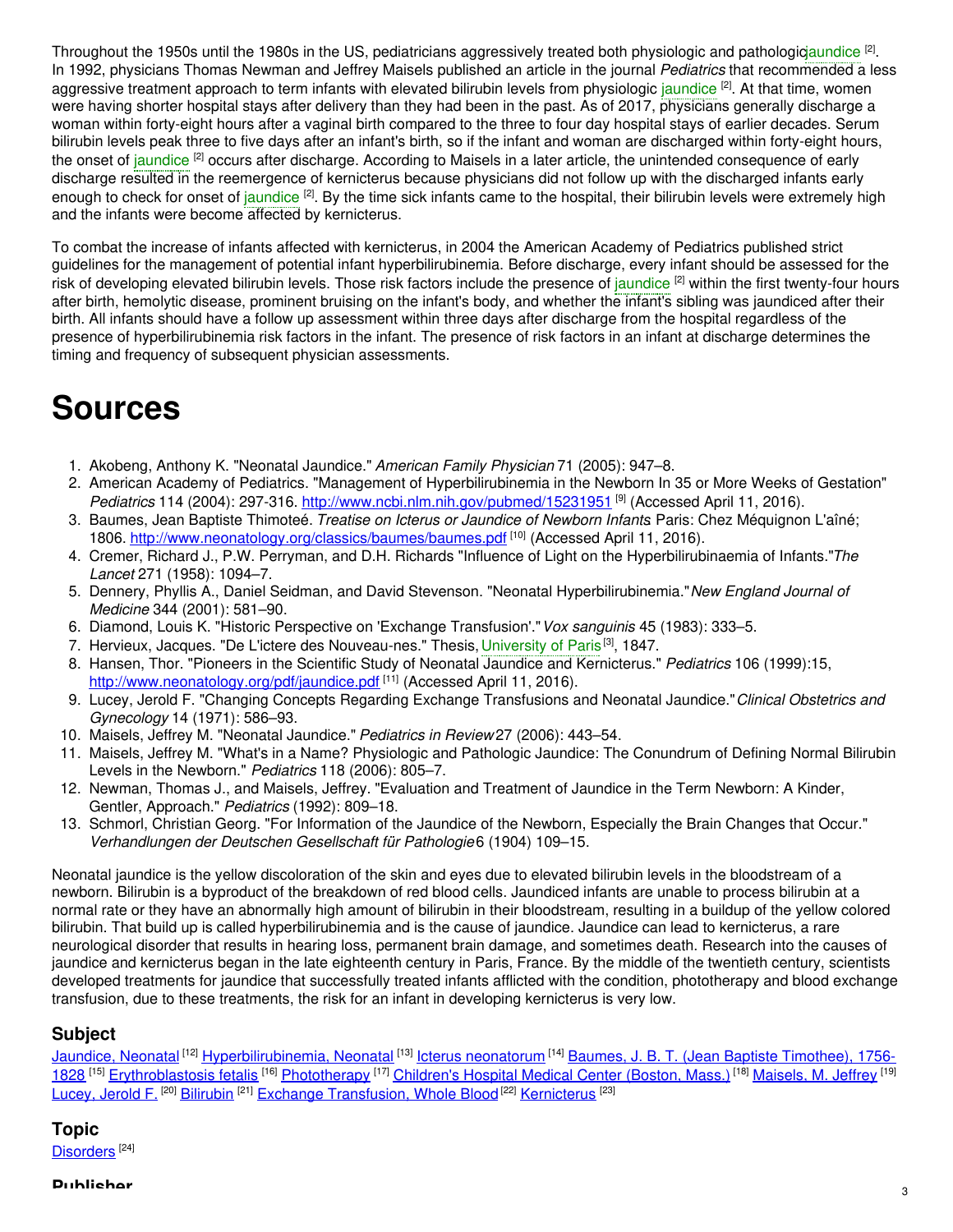Throughout the 1950s until the 1980s in the US, pediatricians aggressively treated both physiologic and pathologic jaundice [2]. In 1992, physicians Thomas Newman and Jeffrey Maisels published an article in the journal *Pediatrics* that recommended a less aggressive treatment approach to term infants with elevated bilirubin levels from physiologic jaundice [2]. At that time, women were having shorter hospital stays after delivery than they had been in the past. As of 2017, physicians generally discharge a woman within forty-eight hours after a vaginal birth compared to the three to four day hospital stays of earlier decades. Serum bilirubin levels peak three to five days after an infant's birth, so if the infant and woman are discharged within forty-eight hours, the onset of jaundice [2] occurs after discharge. According to Maisels in a later article, the unintended consequence of early discharge resulted in the reemergence of kernicterus because physicians did not follow up with the discharged infants early enough to check for onset of jaundice [2]. By the time sick infants came to the hospital, their bilirubin levels were extremely high and the infants were become affected by kernicterus.

To combat the increase of infants affected with kernicterus, in 2004 the American Academy of Pediatrics published strict guidelines for the management of potential infant hyperbilirubinemia. Before discharge, every infant should be assessed for the risk of developing elevated bilirubin levels. Those risk factors include the presence of jaundice [2] within the first twenty-four hours after birth, hemolytic disease, prominent bruising on the infant's body, and whether the infant's sibling was jaundiced after their birth. All infants should have a follow up assessment within three days after discharge from the hospital regardless of the presence of hyperbilirubinemia risk factors in the infant. The presence of risk factors in an infant at discharge determines the timing and frequency of subsequent physician assessments.

# Sources

1. Akobeng, Anthony K. "Neonatal Jaundice." *American Family Physician* 71 (2005): 947–8.
2. American Academy of Pediatrics. "Management of Hyperbilirubinemia in the Newborn In 35 or More Weeks of Gestation" *Pediatrics* 114 (2004): 297-316. http://www.ncbi.nlm.nih.gov/pubmed/15231951 [9] (Accessed April 11, 2016).
3. Baumes, Jean Baptiste Thimoteé. *Treatise on Icterus or Jaundice of Newborn Infants* Paris: Chez Méquignon L'aîné; 1806. http://www.neonatology.org/classics/baumes/baumes.pdf [10] (Accessed April 11, 2016).
4. Cremer, Richard J., P.W. Perryman, and D.H. Richards "Influence of Light on the Hyperbilirubinaemia of Infants."*The Lancet* 271 (1958): 1094–7.
5. Dennery, Phyllis A., Daniel Seidman, and David Stevenson. "Neonatal Hyperbilirubinemia."*New England Journal of Medicine* 344 (2001): 581–90.
6. Diamond, Louis K. "Historic Perspective on 'Exchange Transfusion'."*Vox sanguinis* 45 (1983): 333–5.
7. Hervieux, Jacques. "De L'ictere des Nouveau-nes." Thesis, University of Paris [3], 1847.
8. Hansen, Thor. "Pioneers in the Scientific Study of Neonatal Jaundice and Kernicterus." *Pediatrics* 106 (1999):15, http://www.neonatology.org/pdf/jaundice.pdf [11] (Accessed April 11, 2016).
9. Lucey, Jerold F. "Changing Concepts Regarding Exchange Transfusions and Neonatal Jaundice."*Clinical Obstetrics and Gynecology* 14 (1971): 586–93.
10. Maisels, Jeffrey M. "Neonatal Jaundice." *Pediatrics in Review* 27 (2006): 443–54.
11. Maisels, Jeffrey M. "What's in a Name? Physiologic and Pathologic Jaundice: The Conundrum of Defining Normal Bilirubin Levels in the Newborn." *Pediatrics* 118 (2006): 805–7.
12. Newman, Thomas J., and Maisels, Jeffrey. "Evaluation and Treatment of Jaundice in the Term Newborn: A Kinder, Gentler, Approach." *Pediatrics* (1992): 809–18.
13. Schmorl, Christian Georg. "For Information of the Jaundice of the Newborn, Especially the Brain Changes that Occur." *Verhandlungen der Deutschen Gesellschaft für Pathologie* 6 (1904) 109–15.

Neonatal jaundice is the yellow discoloration of the skin and eyes due to elevated bilirubin levels in the bloodstream of a newborn. Bilirubin is a byproduct of the breakdown of red blood cells. Jaundiced infants are unable to process bilirubin at a normal rate or they have an abnormally high amount of bilirubin in their bloodstream, resulting in a buildup of the yellow colored bilirubin. That build up is called hyperbilirubinemia and is the cause of jaundice. Jaundice can lead to kernicterus, a rare neurological disorder that results in hearing loss, permanent brain damage, and sometimes death. Research into the causes of jaundice and kernicterus began in the late eighteenth century in Paris, France. By the middle of the twentieth century, scientists developed treatments for jaundice that successfully treated infants afflicted with the condition, phototherapy and blood exchange transfusion, due to these treatments, the risk for an infant in developing kernicterus is very low.

## Subject

Jaundice, Neonatal [12] Hyperbilirubinemia, Neonatal [13] Icterus neonatorum [14] Baumes, J. B. T. (Jean Baptiste Timothee), 1756-1828 [15] Erythroblastosis fetalis [16] Phototherapy [17] Children's Hospital Medical Center (Boston, Mass.) [18] Maisels, M. Jeffrey [19] Lucey, Jerold F. [20] Bilirubin [21] Exchange Transfusion, Whole Blood [22] Kernicterus [23]

## Topic

Disorders [24]

## Publisher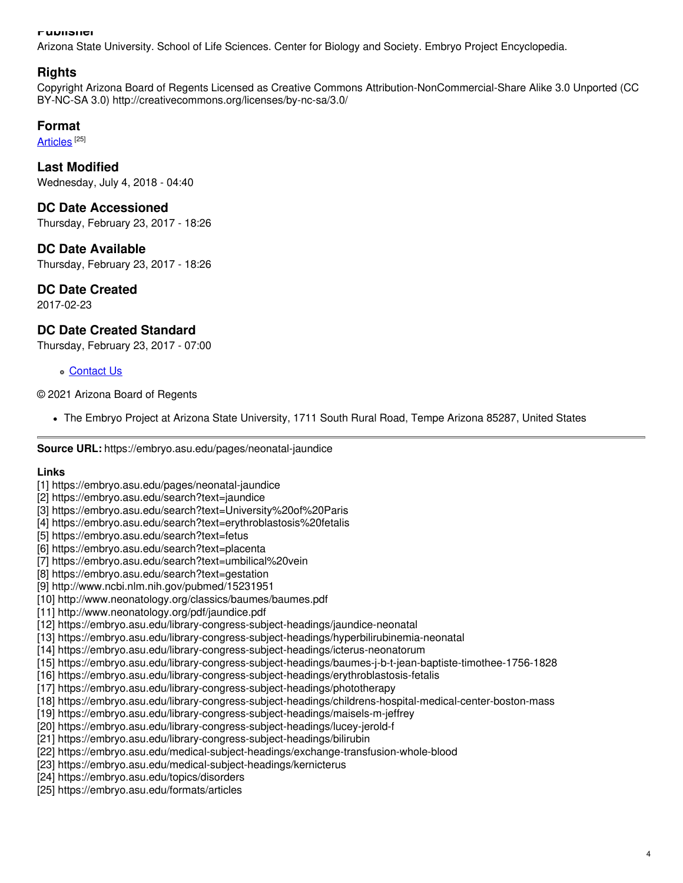## Publisher

Arizona State University. School of Life Sciences. Center for Biology and Society. Embryo Project Encyclopedia.

## Rights

Copyright Arizona Board of Regents Licensed as Creative Commons Attribution-NonCommercial-Share Alike 3.0 Unported (CC BY-NC-SA 3.0) http://creativecommons.org/licenses/by-nc-sa/3.0/

## Format

Articles [25]

## Last Modified

Wednesday, July 4, 2018 - 04:40

## DC Date Accessioned

Thursday, February 23, 2017 - 18:26

## DC Date Available

Thursday, February 23, 2017 - 18:26

## DC Date Created

2017-02-23

## DC Date Created Standard

Thursday, February 23, 2017 - 07:00

- Contact Us

© 2021 Arizona Board of Regents

- The Embryo Project at Arizona State University, 1711 South Rural Road, Tempe Arizona 85287, United States

---

**Source URL:** https://embryo.asu.edu/pages/neonatal-jaundice

**Links**

[1] https://embryo.asu.edu/pages/neonatal-jaundice
[2] https://embryo.asu.edu/search?text=jaundice
[3] https://embryo.asu.edu/search?text=University%20of%20Paris
[4] https://embryo.asu.edu/search?text=erythroblastosis%20fetalis
[5] https://embryo.asu.edu/search?text=fetus
[6] https://embryo.asu.edu/search?text=placenta
[7] https://embryo.asu.edu/search?text=umbilical%20vein
[8] https://embryo.asu.edu/search?text=gestation
[9] http://www.ncbi.nlm.nih.gov/pubmed/15231951
[10] http://www.neonatology.org/classics/baumes/baumes.pdf
[11] http://www.neonatology.org/pdf/jaundice.pdf
[12] https://embryo.asu.edu/library-congress-subject-headings/jaundice-neonatal
[13] https://embryo.asu.edu/library-congress-subject-headings/hyperbilirubinemia-neonatal
[14] https://embryo.asu.edu/library-congress-subject-headings/icterus-neonatorum
[15] https://embryo.asu.edu/library-congress-subject-headings/baumes-j-b-t-jean-baptiste-timothee-1756-1828
[16] https://embryo.asu.edu/library-congress-subject-headings/erythroblastosis-fetalis
[17] https://embryo.asu.edu/library-congress-subject-headings/phototherapy
[18] https://embryo.asu.edu/library-congress-subject-headings/childrens-hospital-medical-center-boston-mass
[19] https://embryo.asu.edu/library-congress-subject-headings/maisels-m-jeffrey
[20] https://embryo.asu.edu/library-congress-subject-headings/lucey-jerold-f
[21] https://embryo.asu.edu/library-congress-subject-headings/bilirubin
[22] https://embryo.asu.edu/medical-subject-headings/exchange-transfusion-whole-blood
[23] https://embryo.asu.edu/medical-subject-headings/kernicterus
[24] https://embryo.asu.edu/topics/disorders
[25] https://embryo.asu.edu/formats/articles